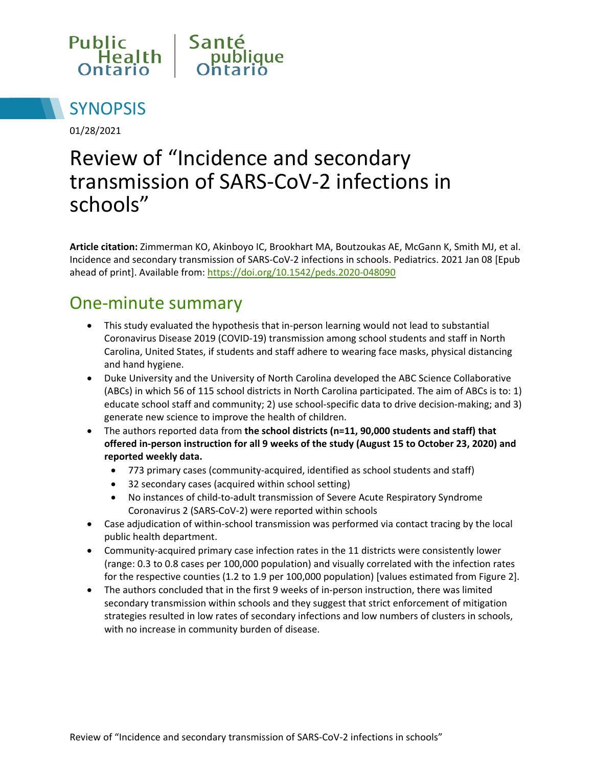Public Health Ontario | Santé publique Ontario

# SYNOPSIS

01/28/2021

# Review of “Incidence and secondary transmission of SARS-CoV-2 infections in schools”

**Article citation:** Zimmerman KO, Akinboyo IC, Brookhart MA, Boutzoukas AE, McGann K, Smith MJ, et al. Incidence and secondary transmission of SARS-CoV-2 infections in schools. Pediatrics. 2021 Jan 08 [Epub ahead of print]. Available from: https://doi.org/10.1542/peds.2020-048090

## One-minute summary

- This study evaluated the hypothesis that in-person learning would not lead to substantial Coronavirus Disease 2019 (COVID-19) transmission among school students and staff in North Carolina, United States, if students and staff adhere to wearing face masks, physical distancing and hand hygiene.
- Duke University and the University of North Carolina developed the ABC Science Collaborative (ABCs) in which 56 of 115 school districts in North Carolina participated. The aim of ABCs is to: 1) educate school staff and community; 2) use school-specific data to drive decision-making; and 3) generate new science to improve the health of children.
- The authors reported data from **the school districts (n=11, 90,000 students and staff) that offered in-person instruction for all 9 weeks of the study (August 15 to October 23, 2020) and reported weekly data.**
  - 773 primary cases (community-acquired, identified as school students and staff)
  - 32 secondary cases (acquired within school setting)
  - No instances of child-to-adult transmission of Severe Acute Respiratory Syndrome Coronavirus 2 (SARS-CoV-2) were reported within schools
- Case adjudication of within-school transmission was performed via contact tracing by the local public health department.
- Community-acquired primary case infection rates in the 11 districts were consistently lower (range: 0.3 to 0.8 cases per 100,000 population) and visually correlated with the infection rates for the respective counties (1.2 to 1.9 per 100,000 population) [values estimated from Figure 2].
- The authors concluded that in the first 9 weeks of in-person instruction, there was limited secondary transmission within schools and they suggest that strict enforcement of mitigation strategies resulted in low rates of secondary infections and low numbers of clusters in schools, with no increase in community burden of disease.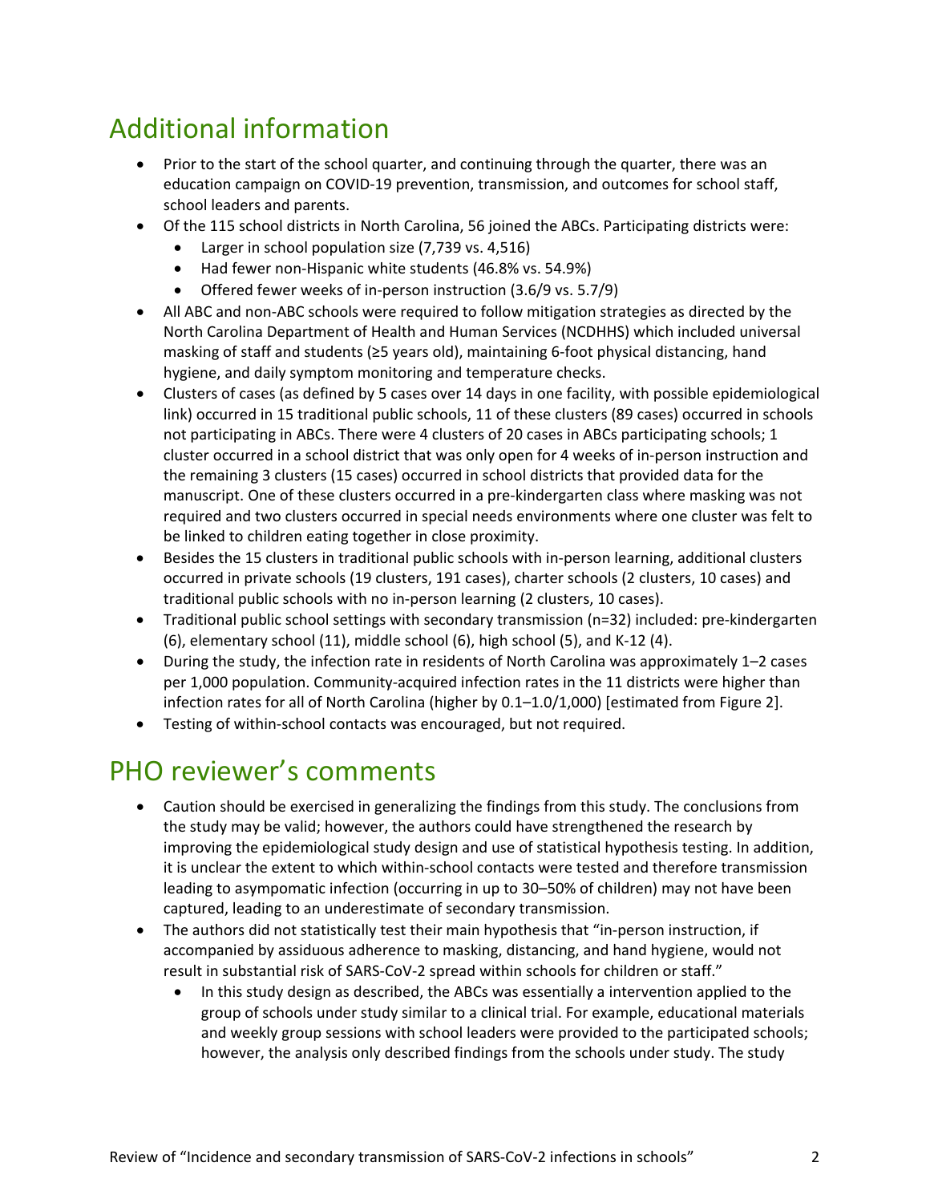## Additional information

- Prior to the start of the school quarter, and continuing through the quarter, there was an education campaign on COVID-19 prevention, transmission, and outcomes for school staff, school leaders and parents.
- Of the 115 school districts in North Carolina, 56 joined the ABCs. Participating districts were:
  - Larger in school population size (7,739 vs. 4,516)
  - Had fewer non-Hispanic white students (46.8% vs. 54.9%)
  - Offered fewer weeks of in-person instruction (3.6/9 vs. 5.7/9)
- All ABC and non-ABC schools were required to follow mitigation strategies as directed by the North Carolina Department of Health and Human Services (NCDHHS) which included universal masking of staff and students (≥5 years old), maintaining 6-foot physical distancing, hand hygiene, and daily symptom monitoring and temperature checks.
- Clusters of cases (as defined by 5 cases over 14 days in one facility, with possible epidemiological link) occurred in 15 traditional public schools, 11 of these clusters (89 cases) occurred in schools not participating in ABCs. There were 4 clusters of 20 cases in ABCs participating schools; 1 cluster occurred in a school district that was only open for 4 weeks of in-person instruction and the remaining 3 clusters (15 cases) occurred in school districts that provided data for the manuscript. One of these clusters occurred in a pre-kindergarten class where masking was not required and two clusters occurred in special needs environments where one cluster was felt to be linked to children eating together in close proximity.
- Besides the 15 clusters in traditional public schools with in-person learning, additional clusters occurred in private schools (19 clusters, 191 cases), charter schools (2 clusters, 10 cases) and traditional public schools with no in-person learning (2 clusters, 10 cases).
- Traditional public school settings with secondary transmission (n=32) included: pre-kindergarten (6), elementary school (11), middle school (6), high school (5), and K-12 (4).
- During the study, the infection rate in residents of North Carolina was approximately 1–2 cases per 1,000 population. Community-acquired infection rates in the 11 districts were higher than infection rates for all of North Carolina (higher by 0.1–1.0/1,000) [estimated from Figure 2].
- Testing of within-school contacts was encouraged, but not required.

## PHO reviewer's comments

- Caution should be exercised in generalizing the findings from this study. The conclusions from the study may be valid; however, the authors could have strengthened the research by improving the epidemiological study design and use of statistical hypothesis testing. In addition, it is unclear the extent to which within-school contacts were tested and therefore transmission leading to asympomatic infection (occurring in up to 30–50% of children) may not have been captured, leading to an underestimate of secondary transmission.
- The authors did not statistically test their main hypothesis that "in-person instruction, if accompanied by assiduous adherence to masking, distancing, and hand hygiene, would not result in substantial risk of SARS-CoV-2 spread within schools for children or staff."
  - In this study design as described, the ABCs was essentially a intervention applied to the group of schools under study similar to a clinical trial. For example, educational materials and weekly group sessions with school leaders were provided to the participated schools; however, the analysis only described findings from the schools under study. The study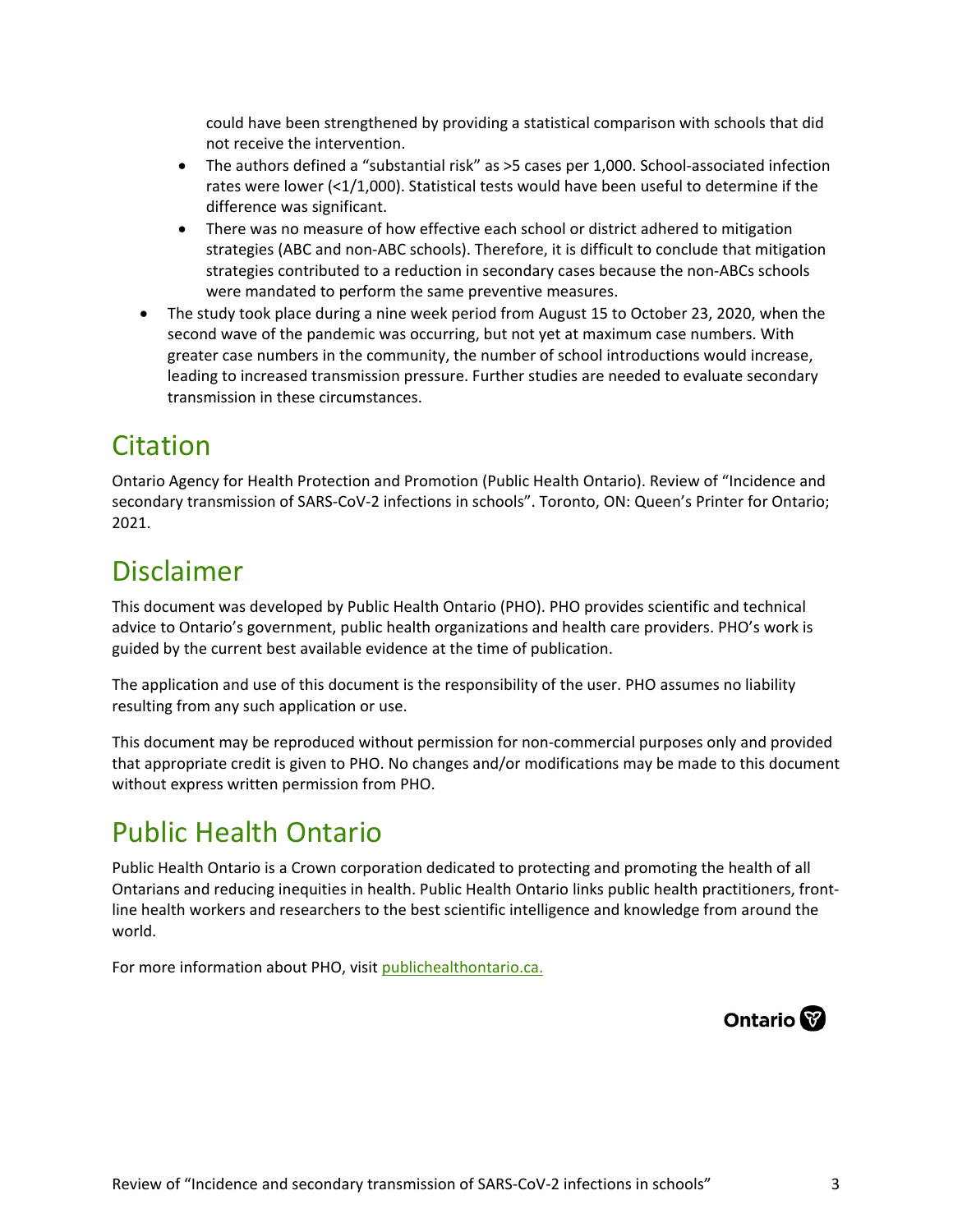could have been strengthened by providing a statistical comparison with schools that did not receive the intervention.

  - The authors defined a "substantial risk" as >5 cases per 1,000. School-associated infection rates were lower (<1/1,000). Statistical tests would have been useful to determine if the difference was significant.
  - There was no measure of how effective each school or district adhered to mitigation strategies (ABC and non-ABC schools). Therefore, it is difficult to conclude that mitigation strategies contributed to a reduction in secondary cases because the non-ABCs schools were mandated to perform the same preventive measures.
- The study took place during a nine week period from August 15 to October 23, 2020, when the second wave of the pandemic was occurring, but not yet at maximum case numbers. With greater case numbers in the community, the number of school introductions would increase, leading to increased transmission pressure. Further studies are needed to evaluate secondary transmission in these circumstances.

## Citation

Ontario Agency for Health Protection and Promotion (Public Health Ontario). Review of "Incidence and secondary transmission of SARS-CoV-2 infections in schools". Toronto, ON: Queen's Printer for Ontario; 2021.

## Disclaimer

This document was developed by Public Health Ontario (PHO). PHO provides scientific and technical advice to Ontario's government, public health organizations and health care providers. PHO's work is guided by the current best available evidence at the time of publication.

The application and use of this document is the responsibility of the user. PHO assumes no liability resulting from any such application or use.

This document may be reproduced without permission for non-commercial purposes only and provided that appropriate credit is given to PHO. No changes and/or modifications may be made to this document without express written permission from PHO.

## Public Health Ontario

Public Health Ontario is a Crown corporation dedicated to protecting and promoting the health of all Ontarians and reducing inequities in health. Public Health Ontario links public health practitioners, front-line health workers and researchers to the best scientific intelligence and knowledge from around the world.

For more information about PHO, visit publichealthontario.ca.

Ontario